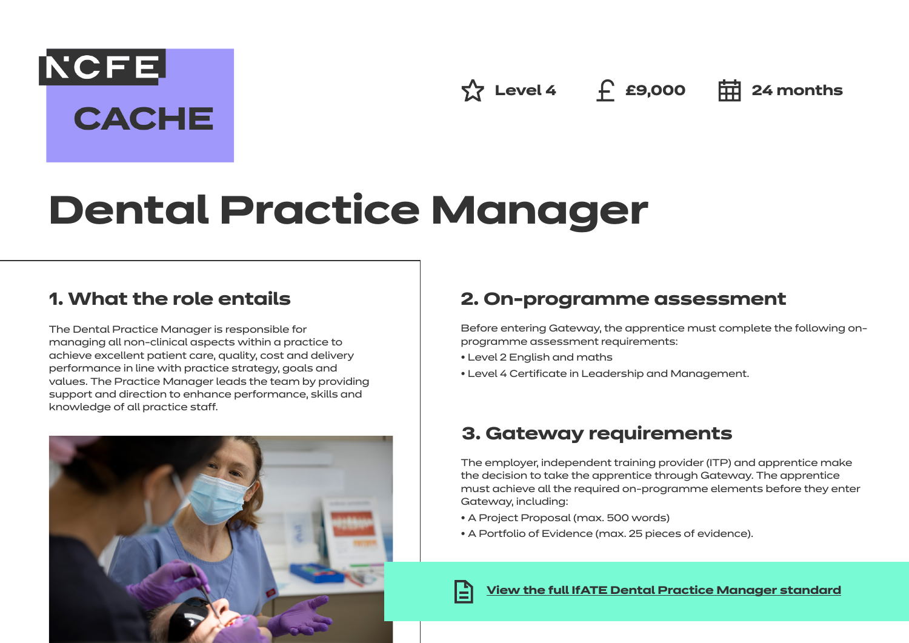NCFE CACHE

Level 4 | £9,000 | 24 months

# Dental Practice Manager

## 1. What the role entails

The Dental Practice Manager is responsible for managing all non-clinical aspects within a practice to achieve excellent patient care, quality, cost and delivery performance in line with practice strategy, goals and values. The Practice Manager leads the team by providing support and direction to enhance performance, skills and knowledge of all practice staff.

## 2. On-programme assessment

Before entering Gateway, the apprentice must complete the following on-programme assessment requirements:

- Level 2 English and maths
- Level 4 Certificate in Leadership and Management.

## 3. Gateway requirements

The employer, independent training provider (ITP) and apprentice make the decision to take the apprentice through Gateway. The apprentice must achieve all the required on-programme elements before they enter Gateway, including:

- A Project Proposal (max. 500 words)
- A Portfolio of Evidence (max. 25 pieces of evidence).

View the full IfATE Dental Practice Manager standard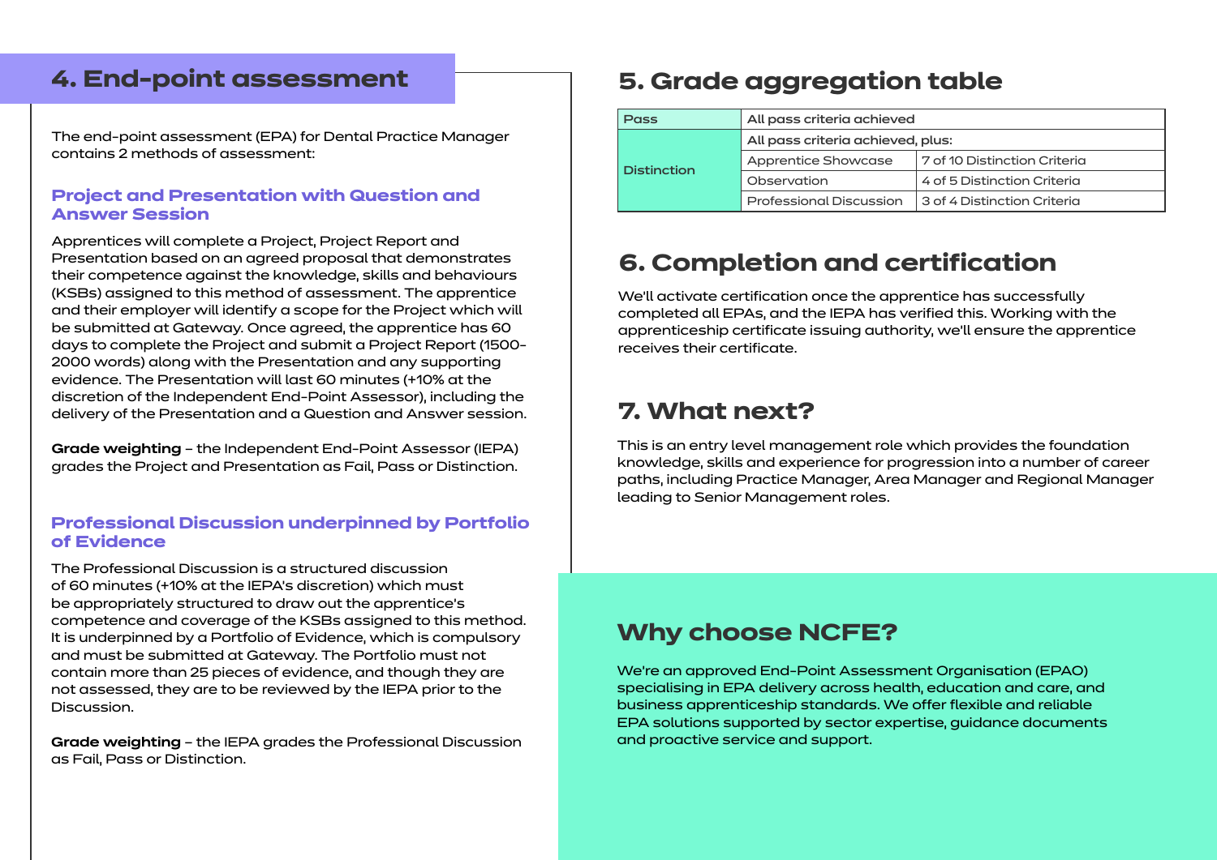## 4. End-point assessment

The end-point assessment (EPA) for Dental Practice Manager contains 2 methods of assessment:

### Project and Presentation with Question and Answer Session

Apprentices will complete a Project, Project Report and Presentation based on an agreed proposal that demonstrates their competence against the knowledge, skills and behaviours (KSBs) assigned to this method of assessment. The apprentice and their employer will identify a scope for the Project which will be submitted at Gateway. Once agreed, the apprentice has 60 days to complete the Project and submit a Project Report (1500-2000 words) along with the Presentation and any supporting evidence. The Presentation will last 60 minutes (+10% at the discretion of the Independent End-Point Assessor), including the delivery of the Presentation and a Question and Answer session.

**Grade weighting** – the Independent End-Point Assessor (IEPA) grades the Project and Presentation as Fail, Pass or Distinction.

### Professional Discussion underpinned by Portfolio of Evidence

The Professional Discussion is a structured discussion of 60 minutes (+10% at the IEPA's discretion) which must be appropriately structured to draw out the apprentice's competence and coverage of the KSBs assigned to this method. It is underpinned by a Portfolio of Evidence, which is compulsory and must be submitted at Gateway. The Portfolio must not contain more than 25 pieces of evidence, and though they are not assessed, they are to be reviewed by the IEPA prior to the Discussion.

**Grade weighting** – the IEPA grades the Professional Discussion as Fail, Pass or Distinction.

## 5. Grade aggregation table

| | | |
|---|---|---|
| Pass | All pass criteria achieved | |
| Distinction | All pass criteria achieved, plus: | |
| | Apprentice Showcase | 7 of 10 Distinction Criteria |
| | Observation | 4 of 5 Distinction Criteria |
| | Professional Discussion | 3 of 4 Distinction Criteria |

## 6. Completion and certification

We'll activate certification once the apprentice has successfully completed all EPAs, and the IEPA has verified this. Working with the apprenticeship certificate issuing authority, we'll ensure the apprentice receives their certificate.

## 7. What next?

This is an entry level management role which provides the foundation knowledge, skills and experience for progression into a number of career paths, including Practice Manager, Area Manager and Regional Manager leading to Senior Management roles.

## Why choose NCFE?

We're an approved End-Point Assessment Organisation (EPAO) specialising in EPA delivery across health, education and care, and business apprenticeship standards. We offer flexible and reliable EPA solutions supported by sector expertise, guidance documents and proactive service and support.